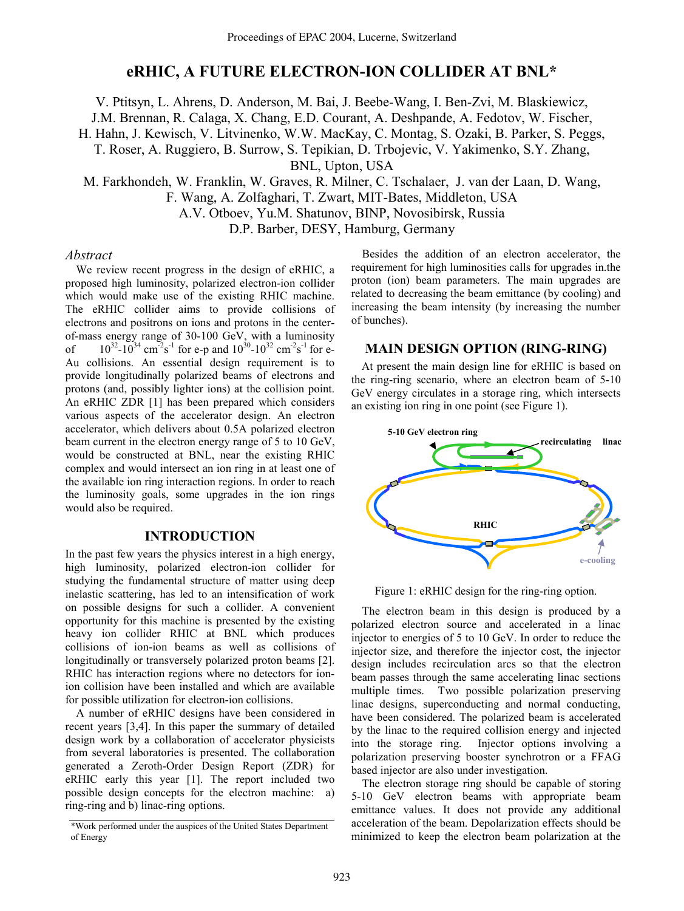# eRHIC, A FUTURE ELECTRON-ION COLLIDER AT BNL*

V. Ptitsyn, L. Ahrens, D. Anderson, M. Bai, J. Beebe-Wang, I. Ben-Zvi, M. Blaskiewicz, J.M. Brennan, R. Calaga, X. Chang, E.D. Courant, A. Deshpande, A. Fedotov, W. Fischer, H. Hahn, J. Kewisch, V. Litvinenko, W.W. MacKay, C. Montag, S. Ozaki, B. Parker, S. Peggs, T. Roser, A. Ruggiero, B. Surrow, S. Tepikian, D. Trbojevic, V. Yakimenko, S.Y. Zhang, BNL, Upton, USA

M. Farkhondeh, W. Franklin, W. Graves, R. Milner, C. Tschalaer, J. van der Laan, D. Wang, F. Wang, A. Zolfaghari, T. Zwart, MIT-Bates, Middleton, USA

A.V. Otboev, Yu.M. Shatunov, BINP, Novosibirsk, Russia

D.P. Barber, DESY, Hamburg, Germany

*Abstract*

We review recent progress in the design of eRHIC, a proposed high luminosity, polarized electron-ion collider which would make use of the existing RHIC machine. The eRHIC collider aims to provide collisions of electrons and positrons on ions and protons in the center-of-mass energy range of 30-100 GeV, with a luminosity of $10^{32}$-$10^{34}$ cm$^{-2}$s$^{-1}$ for e-p and $10^{30}$-$10^{32}$ cm$^{-2}$s$^{-1}$ for e-Au collisions. An essential design requirement is to provide longitudinally polarized beams of electrons and protons (and, possibly lighter ions) at the collision point. An eRHIC ZDR [1] has been prepared which considers various aspects of the accelerator design. An electron accelerator, which delivers about 0.5A polarized electron beam current in the electron energy range of 5 to 10 GeV, would be constructed at BNL, near the existing RHIC complex and would intersect an ion ring in at least one of the available ion ring interaction regions. In order to reach the luminosity goals, some upgrades in the ion rings would also be required.

## INTRODUCTION

In the past few years the physics interest in a high energy, high luminosity, polarized electron-ion collider for studying the fundamental structure of matter using deep inelastic scattering, has led to an intensification of work on possible designs for such a collider. A convenient opportunity for this machine is presented by the existing heavy ion collider RHIC at BNL which produces collisions of ion-ion beams as well as collisions of longitudinally or transversely polarized proton beams [2]. RHIC has interaction regions where no detectors for ion-ion collision have been installed and which are available for possible utilization for electron-ion collisions.

A number of eRHIC designs have been considered in recent years [3,4]. In this paper the summary of detailed design work by a collaboration of accelerator physicists from several laboratories is presented. The collaboration generated a Zeroth-Order Design Report (ZDR) for eRHIC early this year [1]. The report included two possible design concepts for the electron machine: a) ring-ring and b) linac-ring options.

*Work performed under the auspices of the United States Department of Energy

Besides the addition of an electron accelerator, the requirement for high luminosities calls for upgrades in.the proton (ion) beam parameters. The main upgrades are related to decreasing the beam emittance (by cooling) and increasing the beam intensity (by increasing the number of bunches).

## MAIN DESIGN OPTION (RING-RING)

At present the main design line for eRHIC is based on the ring-ring scenario, where an electron beam of 5-10 GeV energy circulates in a storage ring, which intersects an existing ion ring in one point (see Figure 1).

Figure 1: eRHIC design for the ring-ring option.

The electron beam in this design is produced by a polarized electron source and accelerated in a linac injector to energies of 5 to 10 GeV. In order to reduce the injector size, and therefore the injector cost, the injector design includes recirculation arcs so that the electron beam passes through the same accelerating linac sections multiple times. Two possible polarization preserving linac designs, superconducting and normal conducting, have been considered. The polarized beam is accelerated by the linac to the required collision energy and injected into the storage ring. Injector options involving a polarization preserving booster synchrotron or a FFAG based injector are also under investigation.

The electron storage ring should be capable of storing 5-10 GeV electron beams with appropriate beam emittance values. It does not provide any additional acceleration of the beam. Depolarization effects should be minimized to keep the electron beam polarization at the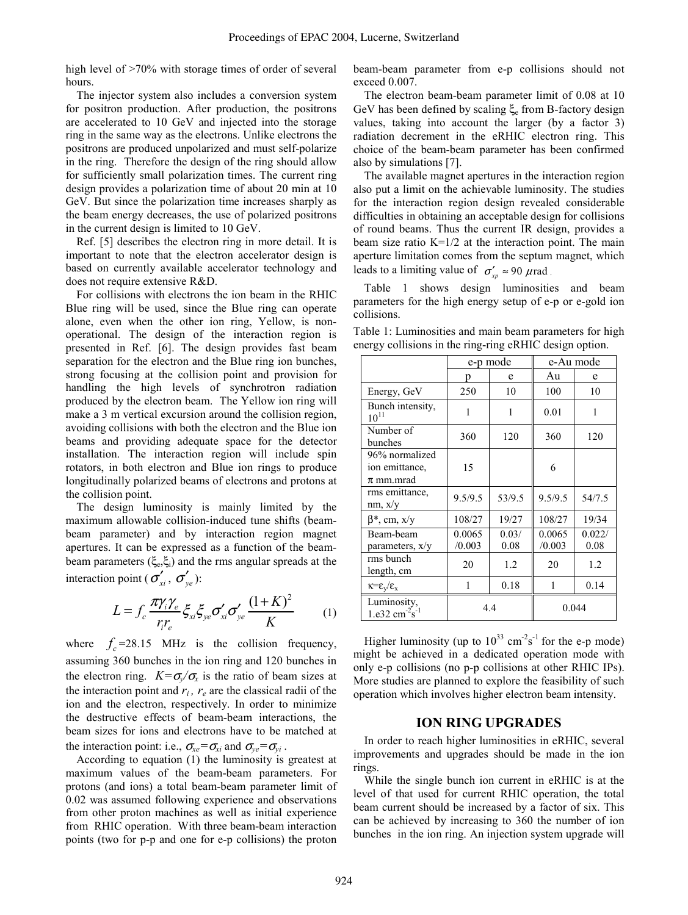high level of >70% with storage times of order of several hours.

The injector system also includes a conversion system for positron production. After production, the positrons are accelerated to 10 GeV and injected into the storage ring in the same way as the electrons. Unlike electrons the positrons are produced unpolarized and must self-polarize in the ring. Therefore the design of the ring should allow for sufficiently small polarization times. The current ring design provides a polarization time of about 20 min at 10 GeV. But since the polarization time increases sharply as the beam energy decreases, the use of polarized positrons in the current design is limited to 10 GeV.

Ref. [5] describes the electron ring in more detail. It is important to note that the electron accelerator design is based on currently available accelerator technology and does not require extensive R&D.

For collisions with electrons the ion beam in the RHIC Blue ring will be used, since the Blue ring can operate alone, even when the other ion ring, Yellow, is non-operational. The design of the interaction region is presented in Ref. [6]. The design provides fast beam separation for the electron and the Blue ring ion bunches, strong focusing at the collision point and provision for handling the high levels of synchrotron radiation produced by the electron beam. The Yellow ion ring will make a 3 m vertical excursion around the collision region, avoiding collisions with both the electron and the Blue ion beams and providing adequate space for the detector installation. The interaction region will include spin rotators, in both electron and Blue ion rings to produce longitudinally polarized beams of electrons and protons at the collision point.

The design luminosity is mainly limited by the maximum allowable collision-induced tune shifts (beam-beam parameter) and by interaction region magnet apertures. It can be expressed as a function of the beam-beam parameters ($\xi_e$,$\xi_i$) and the rms angular spreads at the interaction point ($\sigma'_{xi}$, $\sigma'_{ye}$):

$$L = f_c \frac{\pi \gamma_i \gamma_e}{r_i r_e} \xi_{xi} \xi_{ye} \sigma'_{xi} \sigma'_{ye} \frac{(1+K)^2}{K} \qquad (1)$$

where $f_c$=28.15 MHz is the collision frequency, assuming 360 bunches in the ion ring and 120 bunches in the electron ring. $K=\sigma_y/\sigma_x$ is the ratio of beam sizes at the interaction point and $r_i$ , $r_e$ are the classical radii of the ion and the electron, respectively. In order to minimize the destructive effects of beam-beam interactions, the beam sizes for ions and electrons have to be matched at the interaction point: i.e., $\sigma_{xe}=\sigma_{xi}$ and $\sigma_{ye}=\sigma_{yi}$ .

According to equation (1) the luminosity is greatest at maximum values of the beam-beam parameters. For protons (and ions) a total beam-beam parameter limit of 0.02 was assumed following experience and observations from other proton machines as well as initial experience from RHIC operation. With three beam-beam interaction points (two for p-p and one for e-p collisions) the proton beam-beam parameter from e-p collisions should not exceed 0.007.

The electron beam-beam parameter limit of 0.08 at 10 GeV has been defined by scaling $\xi_e$ from B-factory design values, taking into account the larger (by a factor 3) radiation decrement in the eRHIC electron ring. This choice of the beam-beam parameter has been confirmed also by simulations [7].

The available magnet apertures in the interaction region also put a limit on the achievable luminosity. The studies for the interaction region design revealed considerable difficulties in obtaining an acceptable design for collisions of round beams. Thus the current IR design, provides a beam size ratio K=1/2 at the interaction point. The main aperture limitation comes from the septum magnet, which leads to a limiting value of $\sigma'_{xp} \approx 90\ \mu\text{rad}$ .

Table 1 shows design luminosities and beam parameters for the high energy setup of e-p or e-gold ion collisions.

Table 1: Luminosities and main beam parameters for high energy collisions in the ring-ring eRHIC design option.

| | e-p mode | | e-Au mode | |
|---|---|---|---|---|
| | p | e | Au | e |
| Energy, GeV | 250 | 10 | 100 | 10 |
| Bunch intensity, $10^{11}$ | 1 | 1 | 0.01 | 1 |
| Number of bunches | 360 | 120 | 360 | 120 |
| 96% normalized ion emittance, π mm.mrad | 15 | | 6 | |
| rms emittance, nm, x/y | 9.5/9.5 | 53/9.5 | 9.5/9.5 | 54/7.5 |
| β*, cm, x/y | 108/27 | 19/27 | 108/27 | 19/34 |
| Beam-beam parameters, x/y | 0.0065 /0.003 | 0.03/ 0.08 | 0.0065 /0.003 | 0.022/ 0.08 |
| rms bunch length, cm | 20 | 1.2 | 20 | 1.2 |
| $\kappa=\varepsilon_y/\varepsilon_x$ | 1 | 0.18 | 1 | 0.14 |
| Luminosity, 1.e32 $cm^{-2}s^{-1}$ | 4.4 | | 0.044 | |

Higher luminosity (up to $10^{33}$ $cm^{-2}s^{-1}$ for the e-p mode) might be achieved in a dedicated operation mode with only e-p collisions (no p-p collisions at other RHIC IPs). More studies are planned to explore the feasibility of such operation which involves higher electron beam intensity.

## ION RING UPGRADES

In order to reach higher luminosities in eRHIC, several improvements and upgrades should be made in the ion rings.

While the single bunch ion current in eRHIC is at the level of that used for current RHIC operation, the total beam current should be increased by a factor of six. This can be achieved by increasing to 360 the number of ion bunches in the ion ring. An injection system upgrade will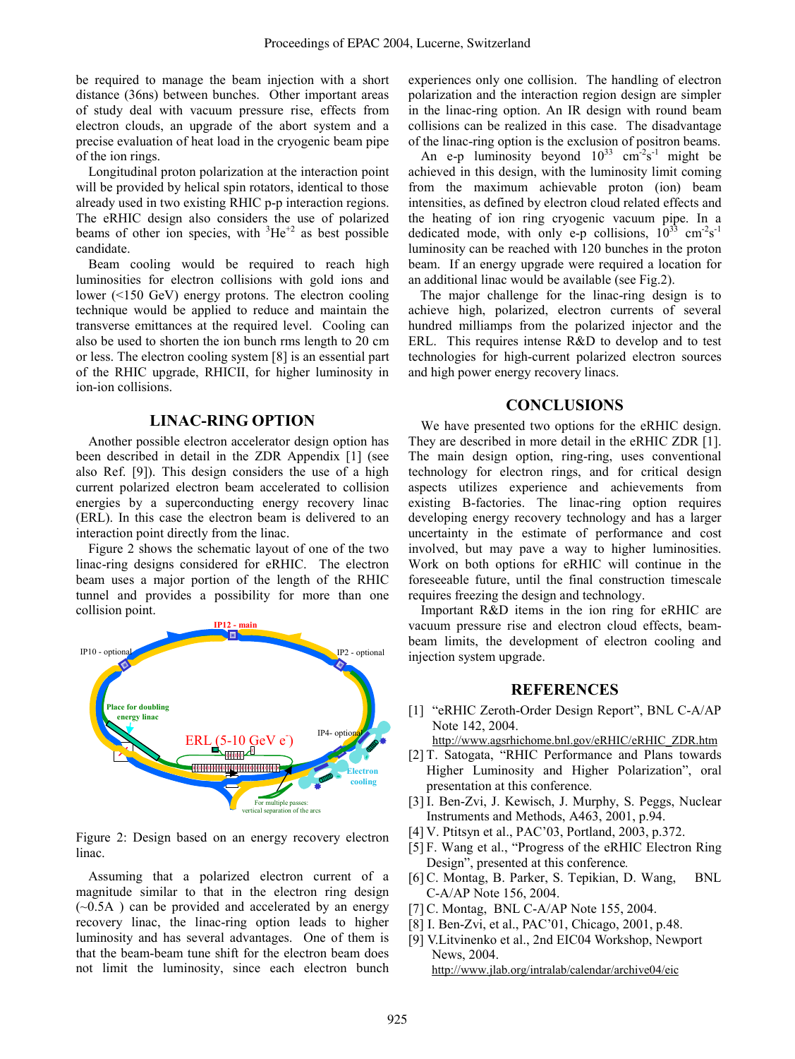be required to manage the beam injection with a short distance (36ns) between bunches. Other important areas of study deal with vacuum pressure rise, effects from electron clouds, an upgrade of the abort system and a precise evaluation of heat load in the cryogenic beam pipe of the ion rings.

Longitudinal proton polarization at the interaction point will be provided by helical spin rotators, identical to those already used in two existing RHIC p-p interaction regions. The eRHIC design also considers the use of polarized beams of other ion species, with $^{3}He^{+2}$ as best possible candidate.

Beam cooling would be required to reach high luminosities for electron collisions with gold ions and lower (<150 GeV) energy protons. The electron cooling technique would be applied to reduce and maintain the transverse emittances at the required level. Cooling can also be used to shorten the ion bunch rms length to 20 cm or less. The electron cooling system [8] is an essential part of the RHIC upgrade, RHICII, for higher luminosity in ion-ion collisions.

## LINAC-RING OPTION

Another possible electron accelerator design option has been described in detail in the ZDR Appendix [1] (see also Ref. [9]). This design considers the use of a high current polarized electron beam accelerated to collision energies by a superconducting energy recovery linac (ERL). In this case the electron beam is delivered to an interaction point directly from the linac.

Figure 2 shows the schematic layout of one of the two linac-ring designs considered for eRHIC. The electron beam uses a major portion of the length of the RHIC tunnel and provides a possibility for more than one collision point.

IP12 - main

IP10 - optional

IP2 - optional

IP4- optional

Place for doubling energy linac

ERL (5-10 GeV e⁻)

Electron cooling

For multiple passes: vertical separation of the arcs

Figure 2: Design based on an energy recovery electron linac.

Assuming that a polarized electron current of a magnitude similar to that in the electron ring design (~0.5A ) can be provided and accelerated by an energy recovery linac, the linac-ring option leads to higher luminosity and has several advantages. One of them is that the beam-beam tune shift for the electron beam does not limit the luminosity, since each electron bunch experiences only one collision. The handling of electron polarization and the interaction region design are simpler in the linac-ring option. An IR design with round beam collisions can be realized in this case. The disadvantage of the linac-ring option is the exclusion of positron beams.

An e-p luminosity beyond $10^{33}$ $cm^{-2}s^{-1}$ might be achieved in this design, with the luminosity limit coming from the maximum achievable proton (ion) beam intensities, as defined by electron cloud related effects and the heating of ion ring cryogenic vacuum pipe. In a dedicated mode, with only e-p collisions, $10^{33}$ $cm^{-2}s^{-1}$ luminosity can be reached with 120 bunches in the proton beam. If an energy upgrade were required a location for an additional linac would be available (see Fig.2).

The major challenge for the linac-ring design is to achieve high, polarized, electron currents of several hundred milliamps from the polarized injector and the ERL. This requires intense R&D to develop and to test technologies for high-current polarized electron sources and high power energy recovery linacs.

## CONCLUSIONS

We have presented two options for the eRHIC design. They are described in more detail in the eRHIC ZDR [1]. The main design option, ring-ring, uses conventional technology for electron rings, and for critical design aspects utilizes experience and achievements from existing B-factories. The linac-ring option requires developing energy recovery technology and has a larger uncertainty in the estimate of performance and cost involved, but may pave a way to higher luminosities. Work on both options for eRHIC will continue in the foreseeable future, until the final construction timescale requires freezing the design and technology.

Important R&D items in the ion ring for eRHIC are vacuum pressure rise and electron cloud effects, beam-beam limits, the development of electron cooling and injection system upgrade.

## REFERENCES

[1] "eRHIC Zeroth-Order Design Report", BNL C-A/AP Note 142, 2004. http://www.agsrhichome.bnl.gov/eRHIC/eRHIC_ZDR.htm

[2] T. Satogata, "RHIC Performance and Plans towards Higher Luminosity and Higher Polarization", oral presentation at this conference.

[3] I. Ben-Zvi, J. Kewisch, J. Murphy, S. Peggs, Nuclear Instruments and Methods, A463, 2001, p.94.

[4] V. Ptitsyn et al., PAC'03, Portland, 2003, p.372.

[5] F. Wang et al., "Progress of the eRHIC Electron Ring Design", presented at this conference.

[6] C. Montag, B. Parker, S. Tepikian, D. Wang, BNL C-A/AP Note 156, 2004.

[7] C. Montag, BNL C-A/AP Note 155, 2004.

[8] I. Ben-Zvi, et al., PAC'01, Chicago, 2001, p.48.

[9] V.Litvinenko et al., 2nd EIC04 Workshop, Newport News, 2004. http://www.jlab.org/intralab/calendar/archive04/eic